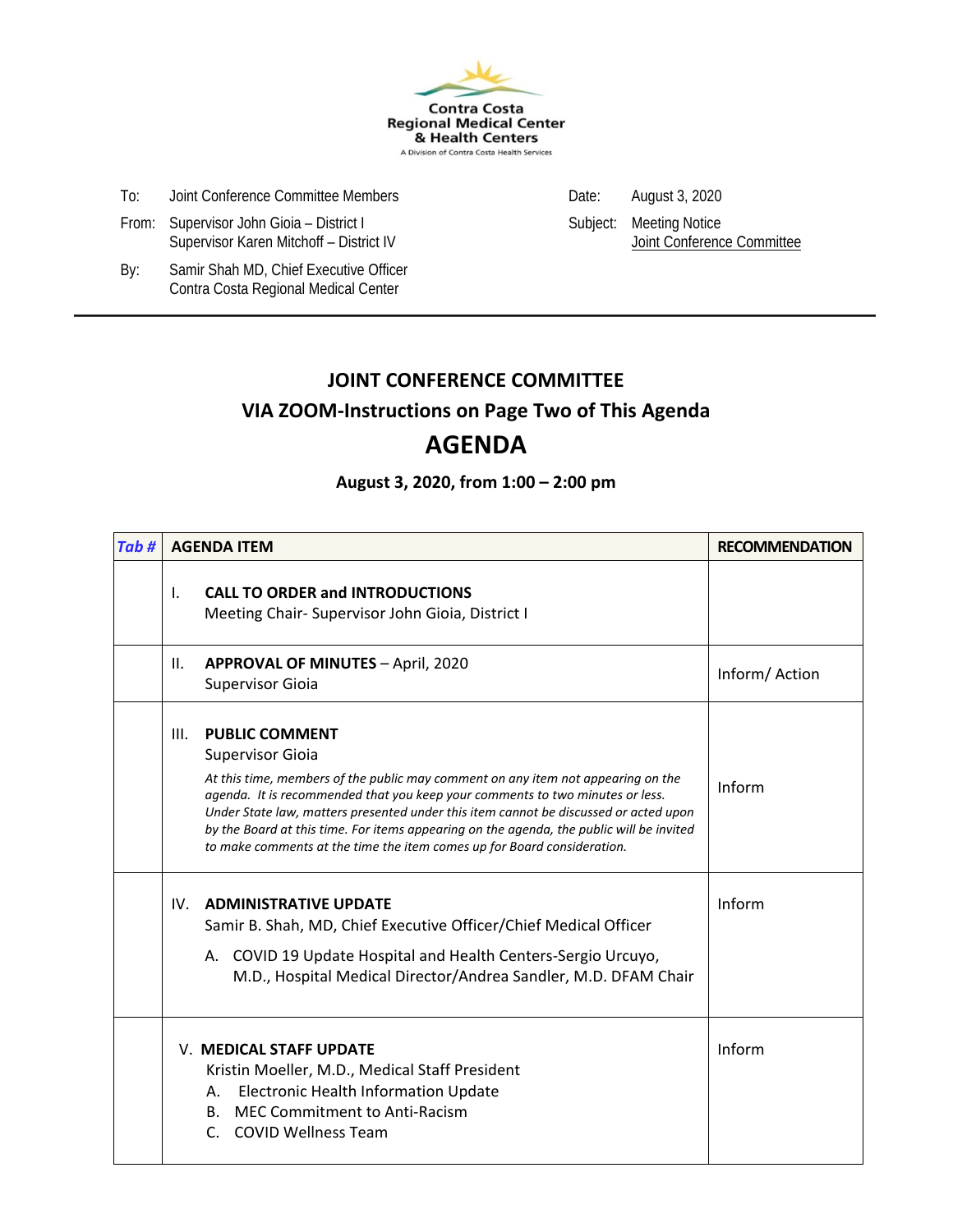Contra Costa
Regional Medical Center
& Health Centers
A Division of Contra Costa Health Services

To: Joint Conference Committee Members

From: Supervisor John Gioia – District I
Supervisor Karen Mitchoff – District IV

By: Samir Shah MD, Chief Executive Officer
Contra Costa Regional Medical Center

Date: August 3, 2020

Subject: Meeting Notice
Joint Conference Committee

---

## JOINT CONFERENCE COMMITTEE

## VIA ZOOM-Instructions on Page Two of This Agenda

# AGENDA

**August 3, 2020, from 1:00 – 2:00 pm**

| *Tab #* | AGENDA ITEM | RECOMMENDATION |
|---|---|---|
| | I. **CALL TO ORDER and INTRODUCTIONS**<br>Meeting Chair- Supervisor John Gioia, District I | |
| | II. **APPROVAL OF MINUTES** – April, 2020<br>Supervisor Gioia | Inform/ Action |
| | III. **PUBLIC COMMENT**<br>Supervisor Gioia<br>*At this time, members of the public may comment on any item not appearing on the agenda. It is recommended that you keep your comments to two minutes or less. Under State law, matters presented under this item cannot be discussed or acted upon by the Board at this time. For items appearing on the agenda, the public will be invited to make comments at the time the item comes up for Board consideration.* | Inform |
| | IV. **ADMINISTRATIVE UPDATE**<br>Samir B. Shah, MD, Chief Executive Officer/Chief Medical Officer<br>A. COVID 19 Update Hospital and Health Centers-Sergio Urcuyo, M.D., Hospital Medical Director/Andrea Sandler, M.D. DFAM Chair | Inform |
| | V. **MEDICAL STAFF UPDATE**<br>Kristin Moeller, M.D., Medical Staff President<br>A. Electronic Health Information Update<br>B. MEC Commitment to Anti-Racism<br>C. COVID Wellness Team | Inform |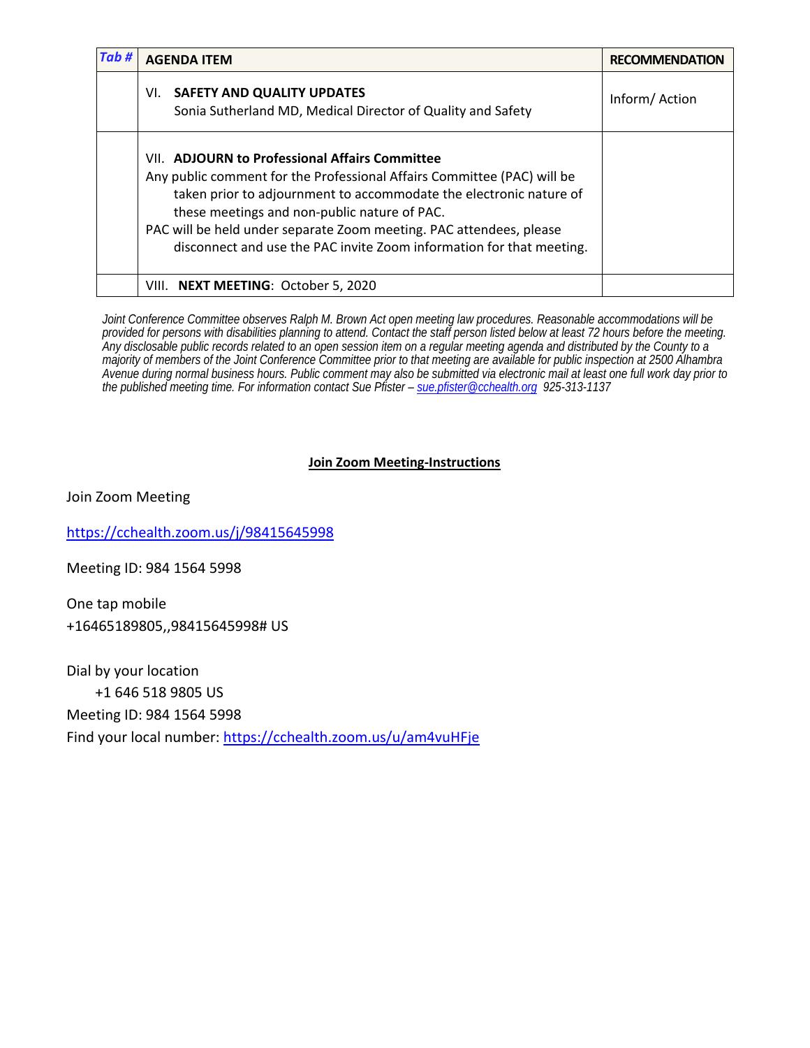| *Tab #* | **AGENDA ITEM** | **RECOMMENDATION** |
|---|---|---|
| | VI. **SAFETY AND QUALITY UPDATES** Sonia Sutherland MD, Medical Director of Quality and Safety | Inform/ Action |
| | VII. **ADJOURN to Professional Affairs Committee** Any public comment for the Professional Affairs Committee (PAC) will be taken prior to adjournment to accommodate the electronic nature of these meetings and non-public nature of PAC. PAC will be held under separate Zoom meeting. PAC attendees, please disconnect and use the PAC invite Zoom information for that meeting. | |
| | VIII. **NEXT MEETING**: October 5, 2020 | |

*Joint Conference Committee observes Ralph M. Brown Act open meeting law procedures. Reasonable accommodations will be provided for persons with disabilities planning to attend. Contact the staff person listed below at least 72 hours before the meeting. Any disclosable public records related to an open session item on a regular meeting agenda and distributed by the County to a majority of members of the Joint Conference Committee prior to that meeting are available for public inspection at 2500 Alhambra Avenue during normal business hours. Public comment may also be submitted via electronic mail at least one full work day prior to the published meeting time. For information contact Sue Pfister – sue.pfister@cchealth.org 925-313-1137*

**Join Zoom Meeting-Instructions**

Join Zoom Meeting

https://cchealth.zoom.us/j/98415645998

Meeting ID: 984 1564 5998

One tap mobile
+16465189805,,98415645998# US

Dial by your location
+1 646 518 9805 US
Meeting ID: 984 1564 5998
Find your local number: https://cchealth.zoom.us/u/am4vuHFje